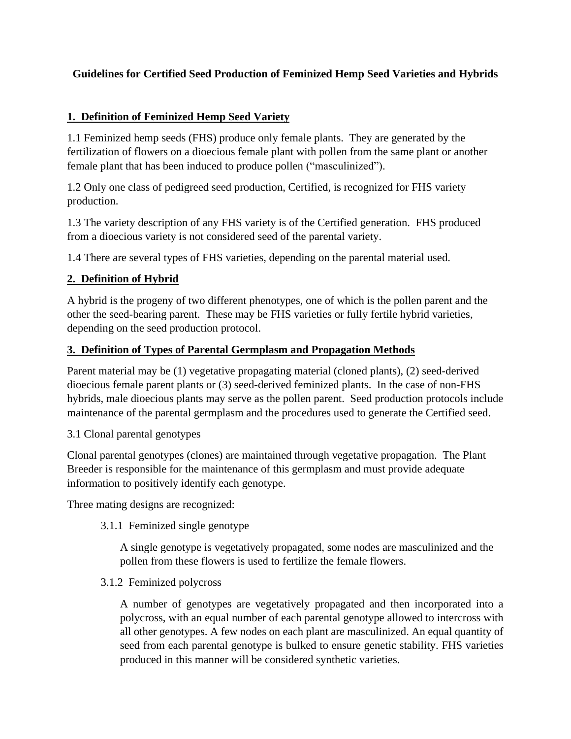# Guidelines for Certified Seed Production of Feminized Hemp Seed Varieties and Hybrids

## 1. Definition of Feminized Hemp Seed Variety

1.1 Feminized hemp seeds (FHS) produce only female plants. They are generated by the fertilization of flowers on a dioecious female plant with pollen from the same plant or another female plant that has been induced to produce pollen ("masculinized").

1.2 Only one class of pedigreed seed production, Certified, is recognized for FHS variety production.

1.3 The variety description of any FHS variety is of the Certified generation. FHS produced from a dioecious variety is not considered seed of the parental variety.

1.4 There are several types of FHS varieties, depending on the parental material used.

## 2. Definition of Hybrid

A hybrid is the progeny of two different phenotypes, one of which is the pollen parent and the other the seed-bearing parent. These may be FHS varieties or fully fertile hybrid varieties, depending on the seed production protocol.

## 3. Definition of Types of Parental Germplasm and Propagation Methods

Parent material may be (1) vegetative propagating material (cloned plants), (2) seed-derived dioecious female parent plants or (3) seed-derived feminized plants. In the case of non-FHS hybrids, male dioecious plants may serve as the pollen parent. Seed production protocols include maintenance of the parental germplasm and the procedures used to generate the Certified seed.

3.1 Clonal parental genotypes

Clonal parental genotypes (clones) are maintained through vegetative propagation. The Plant Breeder is responsible for the maintenance of this germplasm and must provide adequate information to positively identify each genotype.

Three mating designs are recognized:

3.1.1 Feminized single genotype

A single genotype is vegetatively propagated, some nodes are masculinized and the pollen from these flowers is used to fertilize the female flowers.

3.1.2 Feminized polycross

A number of genotypes are vegetatively propagated and then incorporated into a polycross, with an equal number of each parental genotype allowed to intercross with all other genotypes. A few nodes on each plant are masculinized. An equal quantity of seed from each parental genotype is bulked to ensure genetic stability. FHS varieties produced in this manner will be considered synthetic varieties.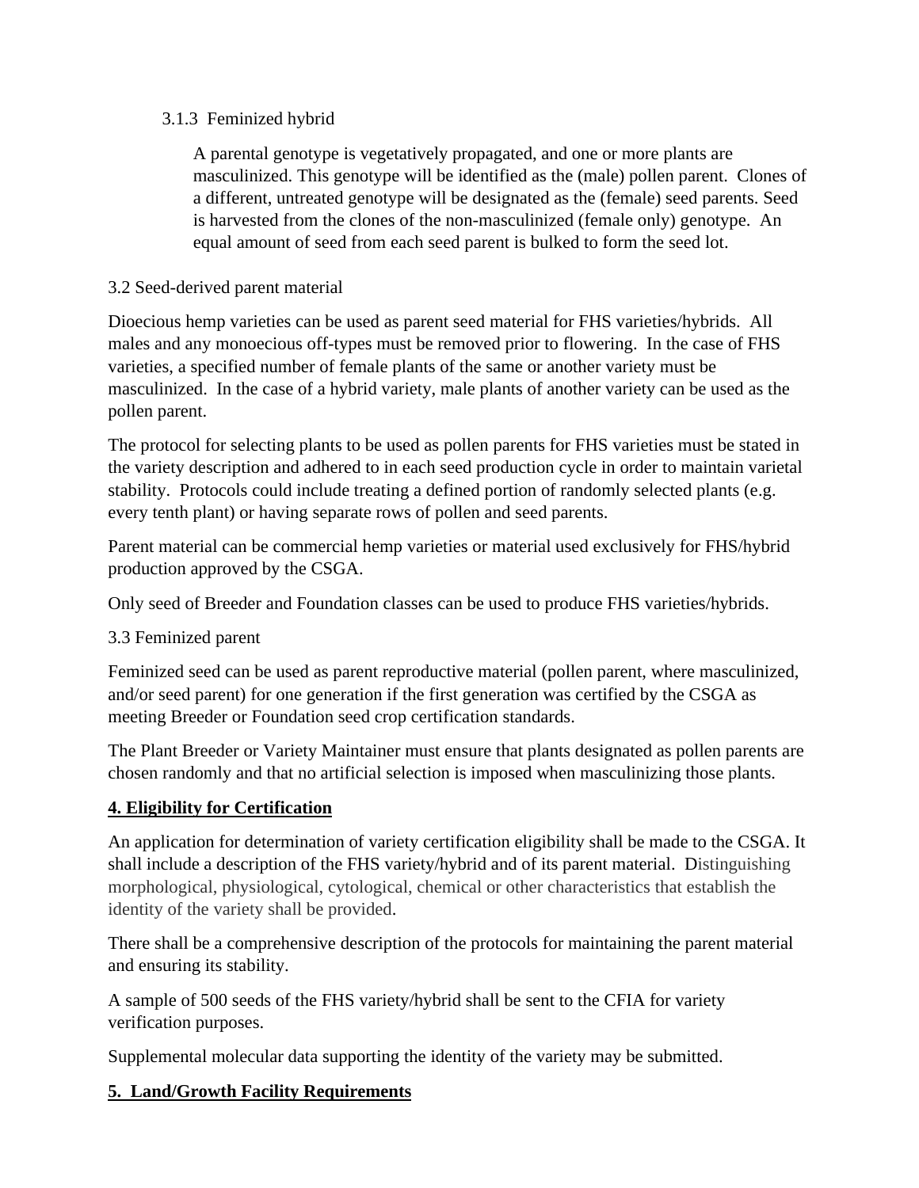### 3.1.3 Feminized hybrid

A parental genotype is vegetatively propagated, and one or more plants are masculinized. This genotype will be identified as the (male) pollen parent. Clones of a different, untreated genotype will be designated as the (female) seed parents. Seed is harvested from the clones of the non-masculinized (female only) genotype. An equal amount of seed from each seed parent is bulked to form the seed lot.

### 3.2 Seed-derived parent material

Dioecious hemp varieties can be used as parent seed material for FHS varieties/hybrids. All males and any monoecious off-types must be removed prior to flowering. In the case of FHS varieties, a specified number of female plants of the same or another variety must be masculinized. In the case of a hybrid variety, male plants of another variety can be used as the pollen parent.

The protocol for selecting plants to be used as pollen parents for FHS varieties must be stated in the variety description and adhered to in each seed production cycle in order to maintain varietal stability. Protocols could include treating a defined portion of randomly selected plants (e.g. every tenth plant) or having separate rows of pollen and seed parents.

Parent material can be commercial hemp varieties or material used exclusively for FHS/hybrid production approved by the CSGA.

Only seed of Breeder and Foundation classes can be used to produce FHS varieties/hybrids.

### 3.3 Feminized parent

Feminized seed can be used as parent reproductive material (pollen parent, where masculinized, and/or seed parent) for one generation if the first generation was certified by the CSGA as meeting Breeder or Foundation seed crop certification standards.

The Plant Breeder or Variety Maintainer must ensure that plants designated as pollen parents are chosen randomly and that no artificial selection is imposed when masculinizing those plants.

## 4. Eligibility for Certification

An application for determination of variety certification eligibility shall be made to the CSGA. It shall include a description of the FHS variety/hybrid and of its parent material. Distinguishing morphological, physiological, cytological, chemical or other characteristics that establish the identity of the variety shall be provided.

There shall be a comprehensive description of the protocols for maintaining the parent material and ensuring its stability.

A sample of 500 seeds of the FHS variety/hybrid shall be sent to the CFIA for variety verification purposes.

Supplemental molecular data supporting the identity of the variety may be submitted.

## 5. Land/Growth Facility Requirements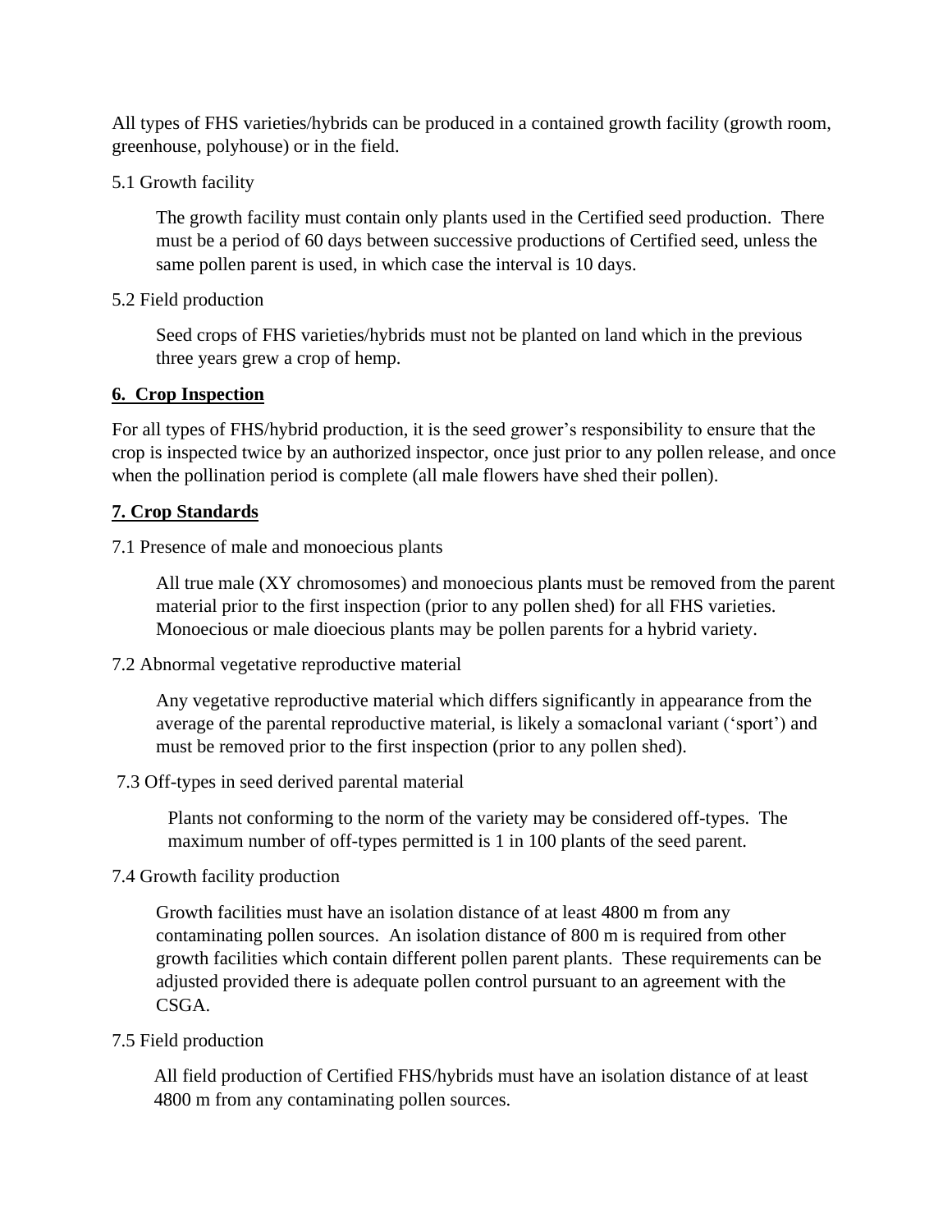All types of FHS varieties/hybrids can be produced in a contained growth facility (growth room, greenhouse, polyhouse) or in the field.

5.1 Growth facility

The growth facility must contain only plants used in the Certified seed production. There must be a period of 60 days between successive productions of Certified seed, unless the same pollen parent is used, in which case the interval is 10 days.

5.2 Field production

Seed crops of FHS varieties/hybrids must not be planted on land which in the previous three years grew a crop of hemp.

## 6. Crop Inspection

For all types of FHS/hybrid production, it is the seed grower's responsibility to ensure that the crop is inspected twice by an authorized inspector, once just prior to any pollen release, and once when the pollination period is complete (all male flowers have shed their pollen).

## 7. Crop Standards

7.1 Presence of male and monoecious plants

All true male (XY chromosomes) and monoecious plants must be removed from the parent material prior to the first inspection (prior to any pollen shed) for all FHS varieties. Monoecious or male dioecious plants may be pollen parents for a hybrid variety.

7.2 Abnormal vegetative reproductive material

Any vegetative reproductive material which differs significantly in appearance from the average of the parental reproductive material, is likely a somaclonal variant ('sport') and must be removed prior to the first inspection (prior to any pollen shed).

7.3 Off-types in seed derived parental material

Plants not conforming to the norm of the variety may be considered off-types. The maximum number of off-types permitted is 1 in 100 plants of the seed parent.

7.4 Growth facility production

Growth facilities must have an isolation distance of at least 4800 m from any contaminating pollen sources. An isolation distance of 800 m is required from other growth facilities which contain different pollen parent plants. These requirements can be adjusted provided there is adequate pollen control pursuant to an agreement with the CSGA.

7.5 Field production

All field production of Certified FHS/hybrids must have an isolation distance of at least 4800 m from any contaminating pollen sources.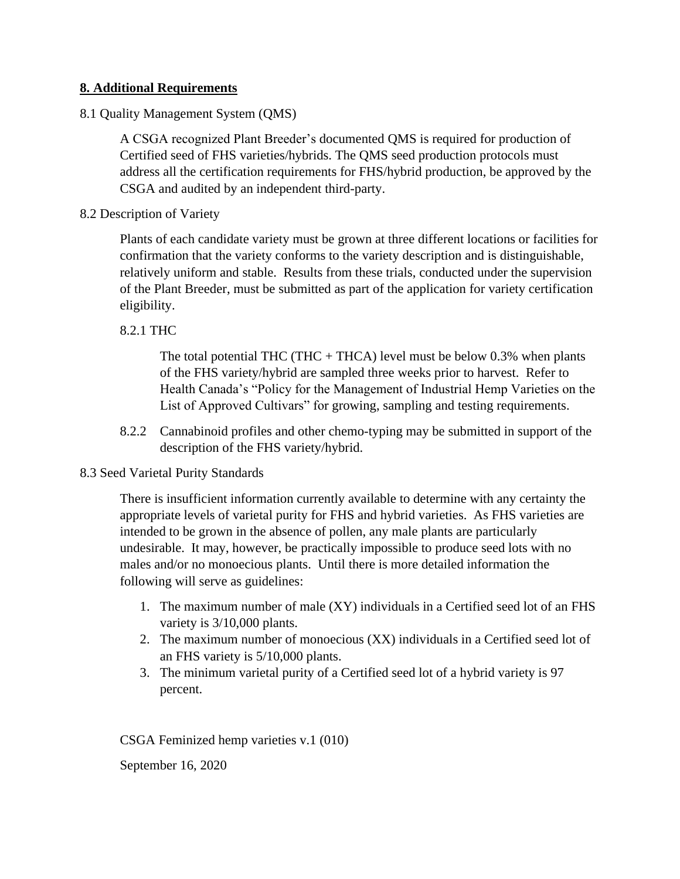## 8. Additional Requirements

8.1 Quality Management System (QMS)

A CSGA recognized Plant Breeder's documented QMS is required for production of Certified seed of FHS varieties/hybrids. The QMS seed production protocols must address all the certification requirements for FHS/hybrid production, be approved by the CSGA and audited by an independent third-party.

8.2 Description of Variety

Plants of each candidate variety must be grown at three different locations or facilities for confirmation that the variety conforms to the variety description and is distinguishable, relatively uniform and stable. Results from these trials, conducted under the supervision of the Plant Breeder, must be submitted as part of the application for variety certification eligibility.

8.2.1 THC

The total potential THC (THC + THCA) level must be below 0.3% when plants of the FHS variety/hybrid are sampled three weeks prior to harvest. Refer to Health Canada's "Policy for the Management of Industrial Hemp Varieties on the List of Approved Cultivars" for growing, sampling and testing requirements.

8.2.2 Cannabinoid profiles and other chemo-typing may be submitted in support of the description of the FHS variety/hybrid.

8.3 Seed Varietal Purity Standards

There is insufficient information currently available to determine with any certainty the appropriate levels of varietal purity for FHS and hybrid varieties. As FHS varieties are intended to be grown in the absence of pollen, any male plants are particularly undesirable. It may, however, be practically impossible to produce seed lots with no males and/or no monoecious plants. Until there is more detailed information the following will serve as guidelines:

1. The maximum number of male (XY) individuals in a Certified seed lot of an FHS variety is 3/10,000 plants.
2. The maximum number of monoecious (XX) individuals in a Certified seed lot of an FHS variety is 5/10,000 plants.
3. The minimum varietal purity of a Certified seed lot of a hybrid variety is 97 percent.

CSGA Feminized hemp varieties v.1 (010)

September 16, 2020